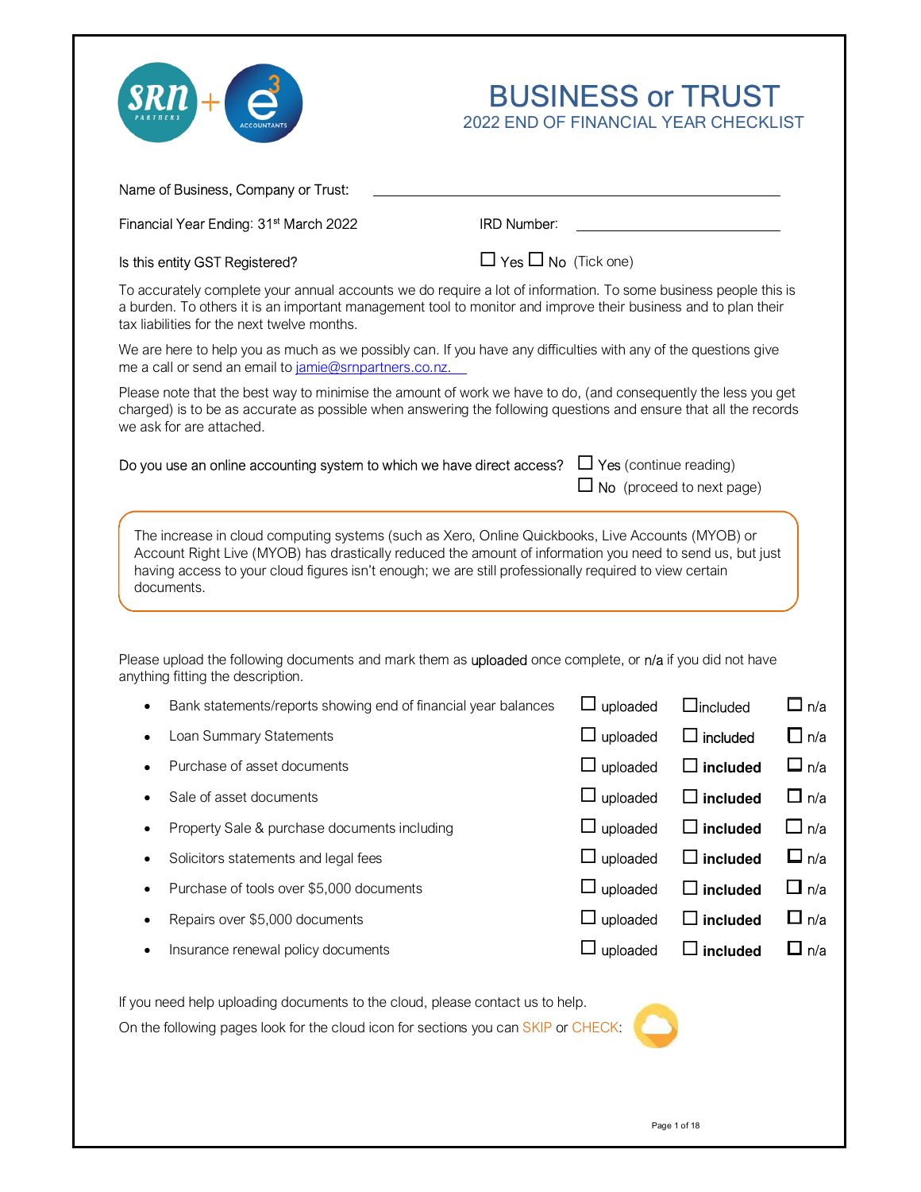# BUSINESS or TRUST

## 2022 END OF FINANCIAL YEAR CHECKLIST

Name of Business, Company or Trust: ______________________________

Financial Year Ending: 31st March 2022    IRD Number: ______________________

Is this entity GST Registered?    ☐ Yes ☐ No (Tick one)

To accurately complete your annual accounts we do require a lot of information. To some business people this is a burden. To others it is an important management tool to monitor and improve their business and to plan their tax liabilities for the next twelve months.

We are here to help you as much as we possibly can. If you have any difficulties with any of the questions give me a call or send an email to jamie@srnpartners.co.nz.

Please note that the best way to minimise the amount of work we have to do, (and consequently the less you get charged) is to be as accurate as possible when answering the following questions and ensure that all the records we ask for are attached.

Do you use an online accounting system to which we have direct access?
☐ Yes (continue reading)
☐ No (proceed to next page)

> The increase in cloud computing systems (such as Xero, Online Quickbooks, Live Accounts (MYOB) or Account Right Live (MYOB) has drastically reduced the amount of information you need to send us, but just having access to your cloud figures isn't enough; we are still professionally required to view certain documents.

Please upload the following documents and mark them as uploaded once complete, or n/a if you did not have anything fitting the description.

| Document | | | |
|---|---|---|---|
| Bank statements/reports showing end of financial year balances | ☐ uploaded | ☐ included | ☐ n/a |
| Loan Summary Statements | ☐ uploaded | ☐ included | ☐ n/a |
| Purchase of asset documents | ☐ uploaded | ☐ included | ☐ n/a |
| Sale of asset documents | ☐ uploaded | ☐ included | ☐ n/a |
| Property Sale & purchase documents including | ☐ uploaded | ☐ included | ☐ n/a |
| Solicitors statements and legal fees | ☐ uploaded | ☐ included | ☐ n/a |
| Purchase of tools over $5,000 documents | ☐ uploaded | ☐ included | ☐ n/a |
| Repairs over $5,000 documents | ☐ uploaded | ☐ included | ☐ n/a |
| Insurance renewal policy documents | ☐ uploaded | ☐ included | ☐ n/a |

If you need help uploading documents to the cloud, please contact us to help.

On the following pages look for the cloud icon for sections you can SKIP or CHECK: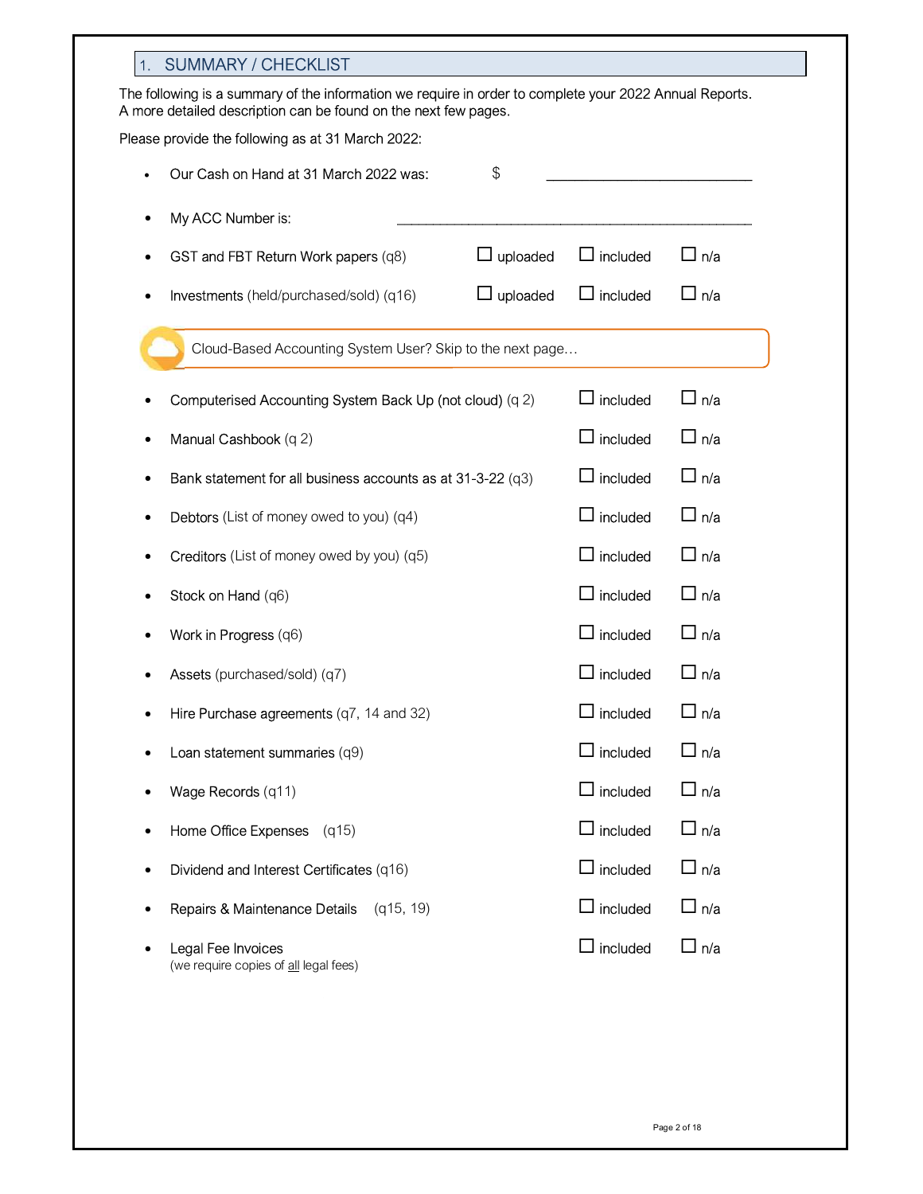## 1. SUMMARY / CHECKLIST

The following is a summary of the information we require in order to complete your 2022 Annual Reports. A more detailed description can be found on the next few pages.

Please provide the following as at 31 March 2022:

- Our Cash on Hand at 31 March 2022 was: $ ____________________
- My ACC Number is: ____________________________________
- GST and FBT Return Work papers (q8) ☐ uploaded ☐ included ☐ n/a
- Investments (held/purchased/sold) (q16) ☐ uploaded ☐ included ☐ n/a

Cloud-Based Accounting System User? Skip to the next page…

- Computerised Accounting System Back Up (not cloud) (q 2) ☐ included ☐ n/a
- Manual Cashbook (q 2) ☐ included ☐ n/a
- Bank statement for all business accounts as at 31-3-22 (q3) ☐ included ☐ n/a
- Debtors (List of money owed to you) (q4) ☐ included ☐ n/a
- Creditors (List of money owed by you) (q5) ☐ included ☐ n/a
- Stock on Hand (q6) ☐ included ☐ n/a
- Work in Progress (q6) ☐ included ☐ n/a
- Assets (purchased/sold) (q7) ☐ included ☐ n/a
- Hire Purchase agreements (q7, 14 and 32) ☐ included ☐ n/a
- Loan statement summaries (q9) ☐ included ☐ n/a
- Wage Records (q11) ☐ included ☐ n/a
- Home Office Expenses (q15) ☐ included ☐ n/a
- Dividend and Interest Certificates (q16) ☐ included ☐ n/a
- Repairs & Maintenance Details (q15, 19) ☐ included ☐ n/a
- Legal Fee Invoices (we require copies of all legal fees) ☐ included ☐ n/a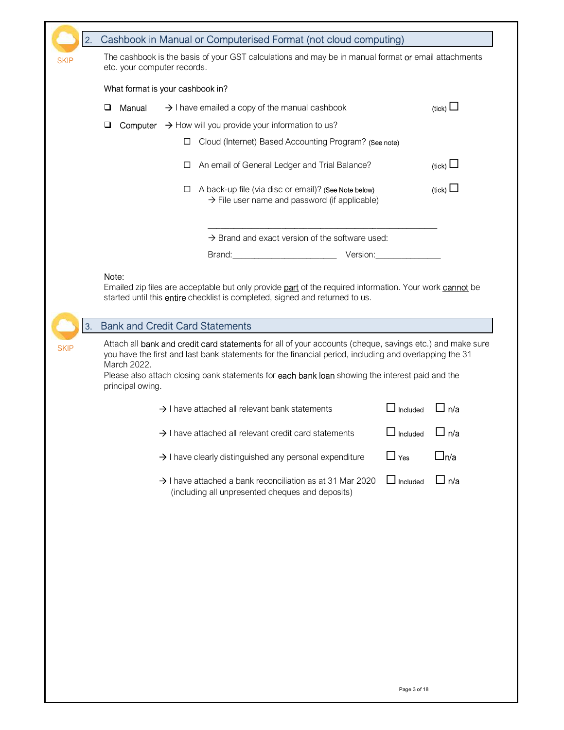SKIP

## 2. Cashbook in Manual or Computerised Format (not cloud computing)

The cashbook is the basis of your GST calculations and may be in manual format or email attachments etc. your computer records.

What format is your cashbook in?

- ☐ Manual → I have emailed a copy of the manual cashbook (tick) ☐
- ☐ Computer → How will you provide your information to us?
  - ☐ Cloud (Internet) Based Accounting Program? (See note)
  - ☐ An email of General Ledger and Trial Balance? (tick) ☐
  - ☐ A back-up file (via disc or email)? (See Note below) (tick) ☐
    - → File user name and password (if applicable)

      ______________________________________________

    - → Brand and exact version of the software used:

      Brand:______________________ Version:______________

Note:
Emailed zip files are acceptable but only provide part of the required information. Your work cannot be started until this entire checklist is completed, signed and returned to us.

SKIP

## 3. Bank and Credit Card Statements

Attach all bank and credit card statements for all of your accounts (cheque, savings etc.) and make sure you have the first and last bank statements for the financial period, including and overlapping the 31 March 2022.
Please also attach closing bank statements for each bank loan showing the interest paid and the principal owing.

- → I have attached all relevant bank statements ☐ Included ☐ n/a
- → I have attached all relevant credit card statements ☐ Included ☐ n/a
- → I have clearly distinguished any personal expenditure ☐ Yes ☐ n/a
- → I have attached a bank reconciliation as at 31 Mar 2020 (including all unpresented cheques and deposits) ☐ Included ☐ n/a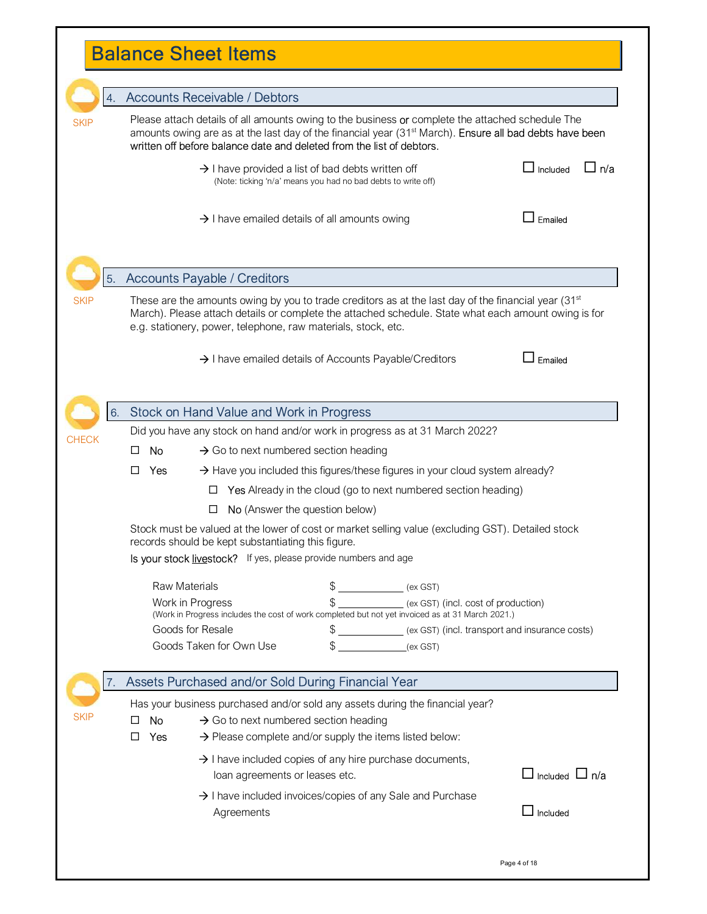# Balance Sheet Items

SKIP

## 4. Accounts Receivable / Debtors

Please attach details of all amounts owing to the business **or** complete the attached schedule The amounts owing are as at the last day of the financial year (31st March). Ensure all bad debts have been written off before balance date and deleted from the list of debtors.

→ I have provided a list of bad debts written off ☐ Included ☐ n/a
(Note: ticking 'n/a' means you had no bad debts to write off)

→ I have emailed details of all amounts owing ☐ Emailed

SKIP

## 5. Accounts Payable / Creditors

These are the amounts owing by you to trade creditors as at the last day of the financial year (31st March). Please attach details or complete the attached schedule. State what each amount owing is for e.g. stationery, power, telephone, raw materials, stock, etc.

→ I have emailed details of Accounts Payable/Creditors ☐ Emailed

CHECK

## 6. Stock on Hand Value and Work in Progress

Did you have any stock on hand and/or work in progress as at 31 March 2022?

☐ No → Go to next numbered section heading

☐ Yes → Have you included this figures/these figures in your cloud system already?

☐ Yes Already in the cloud (go to next numbered section heading)

☐ No (Answer the question below)

Stock must be valued at the lower of cost or market selling value (excluding GST). Detailed stock records should be kept substantiating this figure.

Is your stock livestock? If yes, please provide numbers and age

Raw Materials $ ____________ (ex GST)

Work in Progress $ ____________ (ex GST) (incl. cost of production)
(Work in Progress includes the cost of work completed but not yet invoiced as at 31 March 2021.)

Goods for Resale $ ____________ (ex GST) (incl. transport and insurance costs)

Goods Taken for Own Use $ ____________ (ex GST)

SKIP

## 7. Assets Purchased and/or Sold During Financial Year

Has your business purchased and/or sold any assets during the financial year?

☐ No → Go to next numbered section heading

☐ Yes → Please complete and/or supply the items listed below:

→ I have included copies of any hire purchase documents, loan agreements or leases etc. ☐ Included ☐ n/a

→ I have included invoices/copies of any Sale and Purchase Agreements ☐ Included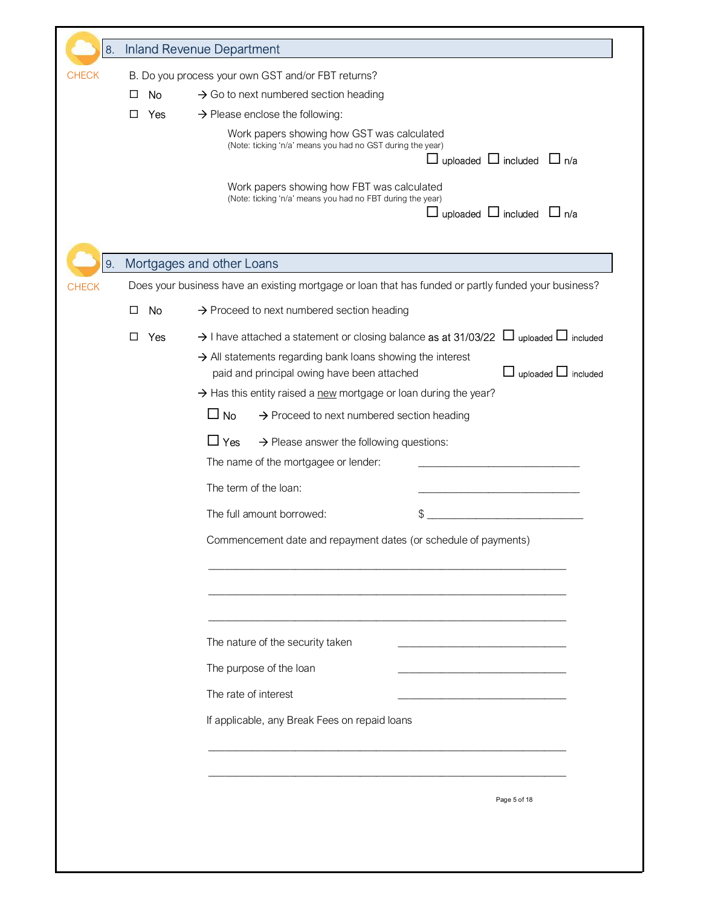## 8. Inland Revenue Department

CHECK

B. Do you process your own GST and/or FBT returns?

☐ No → Go to next numbered section heading

☐ Yes → Please enclose the following:

Work papers showing how GST was calculated
(Note: ticking 'n/a' means you had no GST during the year)

☐ uploaded ☐ included ☐ n/a

Work papers showing how FBT was calculated
(Note: ticking 'n/a' means you had no FBT during the year)

☐ uploaded ☐ included ☐ n/a

## 9. Mortgages and other Loans

CHECK

Does your business have an existing mortgage or loan that has funded or partly funded your business?

☐ No → Proceed to next numbered section heading

☐ Yes → I have attached a statement or closing balance as at 31/03/22 ☐ uploaded ☐ included

→ All statements regarding bank loans showing the interest paid and principal owing have been attached ☐ uploaded ☐ included

→ Has this entity raised a new mortgage or loan during the year?

☐ No → Proceed to next numbered section heading

☐ Yes → Please answer the following questions:

The name of the mortgagee or lender: ______________________________

The term of the loan: ______________________________

The full amount borrowed: $ ______________________________

Commencement date and repayment dates (or schedule of payments)

_________________________________________________________________

_________________________________________________________________

_________________________________________________________________

The nature of the security taken ______________________________

The purpose of the loan ______________________________

The rate of interest ______________________________

If applicable, any Break Fees on repaid loans

_________________________________________________________________

_________________________________________________________________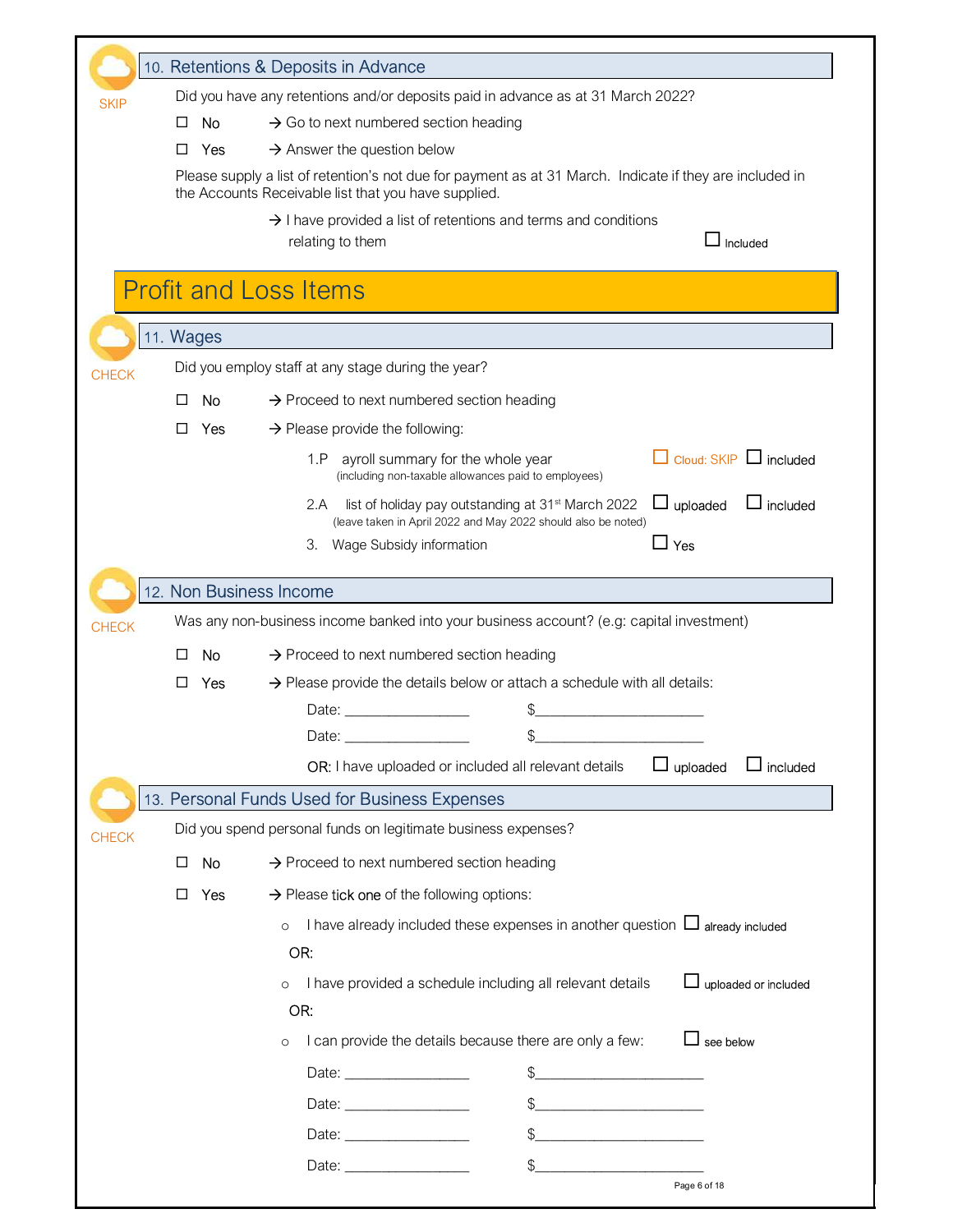SKIP

## 10. Retentions & Deposits in Advance

Did you have any retentions and/or deposits paid in advance as at 31 March 2022?

- ☐ No → Go to next numbered section heading
- ☐ Yes → Answer the question below

Please supply a list of retention's not due for payment as at 31 March. Indicate if they are included in the Accounts Receivable list that you have supplied.

→ I have provided a list of retentions and terms and conditions relating to them ☐ Included

# Profit and Loss Items

CHECK

## 11. Wages

Did you employ staff at any stage during the year?

- ☐ No → Proceed to next numbered section heading
- ☐ Yes → Please provide the following:

1. Payroll summary for the whole year (including non-taxable allowances paid to employees) ☐ Cloud: SKIP ☐ included
2. A list of holiday pay outstanding at 31st March 2022 (leave taken in April 2022 and May 2022 should also be noted) ☐ uploaded ☐ included
3. Wage Subsidy information ☐ Yes

CHECK

## 12. Non Business Income

Was any non-business income banked into your business account? (e.g: capital investment)

- ☐ No → Proceed to next numbered section heading
- ☐ Yes → Please provide the details below or attach a schedule with all details:

Date: ________________ $______________________

Date: ________________ $______________________

OR: I have uploaded or included all relevant details ☐ uploaded ☐ included

CHECK

## 13. Personal Funds Used for Business Expenses

Did you spend personal funds on legitimate business expenses?

- ☐ No → Proceed to next numbered section heading
- ☐ Yes → Please tick one of the following options:

  - I have already included these expenses in another question ☐ already included

  OR:

  - I have provided a schedule including all relevant details ☐ uploaded or included

  OR:

  - I can provide the details because there are only a few: ☐ see below

Date: ________________ $______________________

Date: ________________ $______________________

Date: ________________ $______________________

Date: ________________ $______________________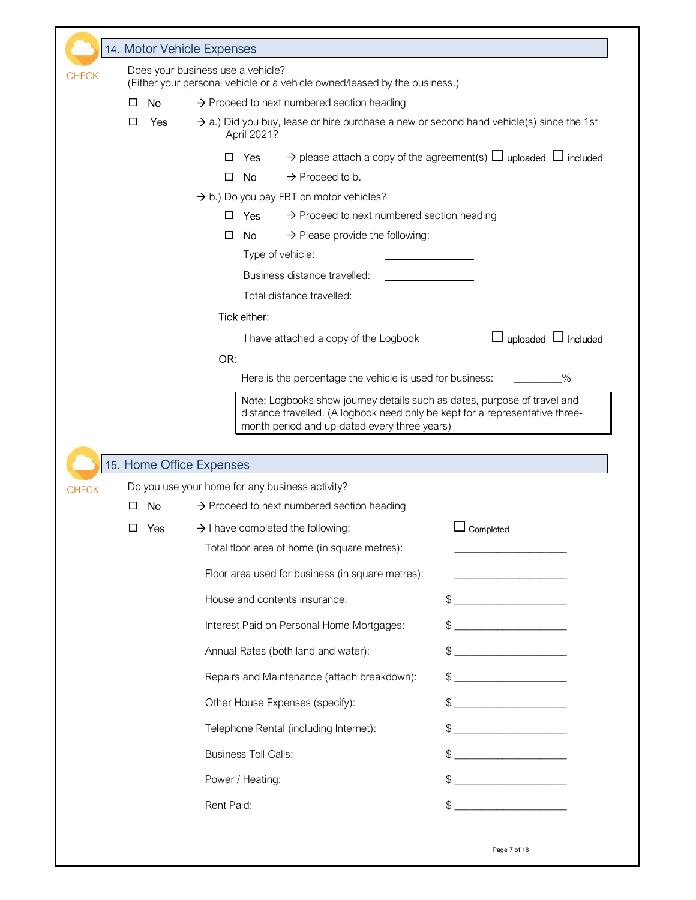## 14. Motor Vehicle Expenses

CHECK

Does your business use a vehicle?
(Either your personal vehicle or a vehicle owned/leased by the business.)

☐ No → Proceed to next numbered section heading

☐ Yes → a.) Did you buy, lease or hire purchase a new or second hand vehicle(s) since the 1st April 2021?

- ☐ Yes → please attach a copy of the agreement(s) ☐ uploaded ☐ included
- ☐ No → Proceed to b.

→ b.) Do you pay FBT on motor vehicles?

- ☐ Yes → Proceed to next numbered section heading
- ☐ No → Please provide the following:

Type of vehicle: ______________

Business distance travelled: ______________

Total distance travelled: ______________

Tick either:

I have attached a copy of the Logbook ☐ uploaded ☐ included

OR:

Here is the percentage the vehicle is used for business: ________%

> Note: Logbooks show journey details such as dates, purpose of travel and distance travelled. (A logbook need only be kept for a representative three-month period and up-dated every three years)

## 15. Home Office Expenses

CHECK

Do you use your home for any business activity?

☐ No → Proceed to next numbered section heading

☐ Yes → I have completed the following: ☐ Completed

Total floor area of home (in square metres): ______________________

Floor area used for business (in square metres): ______________________

House and contents insurance: $ ______________________

Interest Paid on Personal Home Mortgages: $ ______________________

Annual Rates (both land and water): $ ______________________

Repairs and Maintenance (attach breakdown): $ ______________________

Other House Expenses (specify): $ ______________________

Telephone Rental (including Internet): $ ______________________

Business Toll Calls: $ ______________________

Power / Heating: $ ______________________

Rent Paid: $ ______________________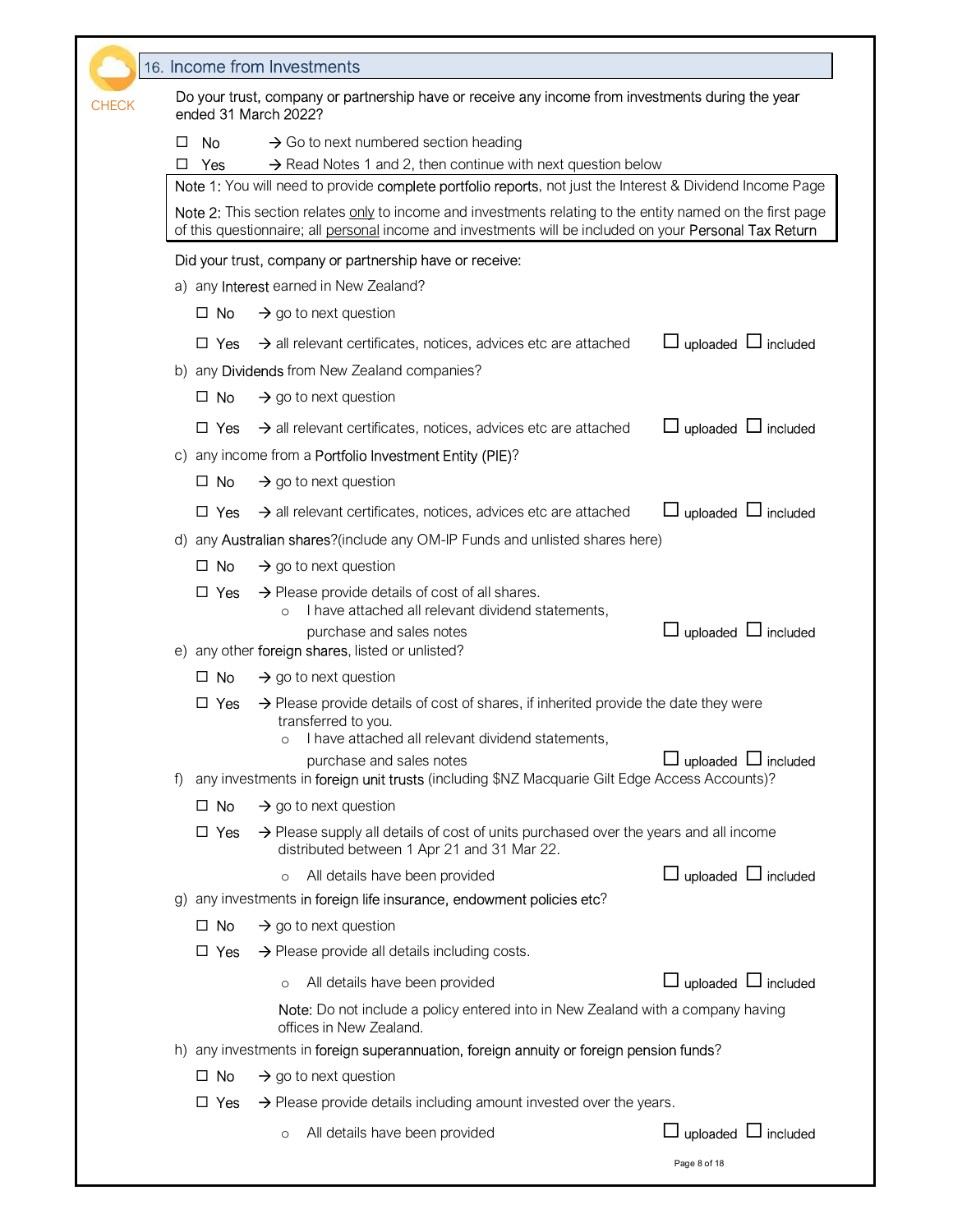## 16. Income from Investments

CHECK

Do your trust, company or partnership have or receive any income from investments during the year ended 31 March 2022?

☐ No → Go to next numbered section heading

☐ Yes → Read Notes 1 and 2, then continue with next question below

Note 1: You will need to provide **complete portfolio reports**, not just the Interest & Dividend Income Page

Note 2: This section relates only to income and investments relating to the entity named on the first page of this questionnaire; all personal income and investments will be included on your **Personal Tax Return**

Did your trust, company or partnership have or receive:

a) any **Interest** earned in New Zealand?

☐ No → go to next question

☐ Yes → all relevant certificates, notices, advices etc are attached ☐ uploaded ☐ included

b) any **Dividends** from New Zealand companies?

☐ No → go to next question

☐ Yes → all relevant certificates, notices, advices etc are attached ☐ uploaded ☐ included

c) any income from a **Portfolio Investment Entity (PIE)**?

☐ No → go to next question

☐ Yes → all relevant certificates, notices, advices etc are attached ☐ uploaded ☐ included

d) any **Australian shares**?(include any OM-IP Funds and unlisted shares here)

☐ No → go to next question

☐ Yes → Please provide details of cost of all shares.

- I have attached all relevant dividend statements, purchase and sales notes ☐ uploaded ☐ included

e) any other **foreign shares**, listed or unlisted?

☐ No → go to next question

☐ Yes → Please provide details of cost of shares, if inherited provide the date they were transferred to you.

- I have attached all relevant dividend statements, purchase and sales notes ☐ uploaded ☐ included

f) any investments in **foreign unit trusts** (including $NZ Macquarie Gilt Edge Access Accounts)?

☐ No → go to next question

☐ Yes → Please supply all details of cost of units purchased over the years and all income distributed between 1 Apr 21 and 31 Mar 22.

- All details have been provided ☐ uploaded ☐ included

g) any investments **in foreign life insurance, endowment policies etc**?

☐ No → go to next question

☐ Yes → Please provide all details including costs.

- All details have been provided ☐ uploaded ☐ included

Note: Do not include a policy entered into in New Zealand with a company having offices in New Zealand.

h) any investments in **foreign superannuation, foreign annuity or foreign pension funds**?

☐ No → go to next question

☐ Yes → Please provide details including amount invested over the years.

- All details have been provided ☐ uploaded ☐ included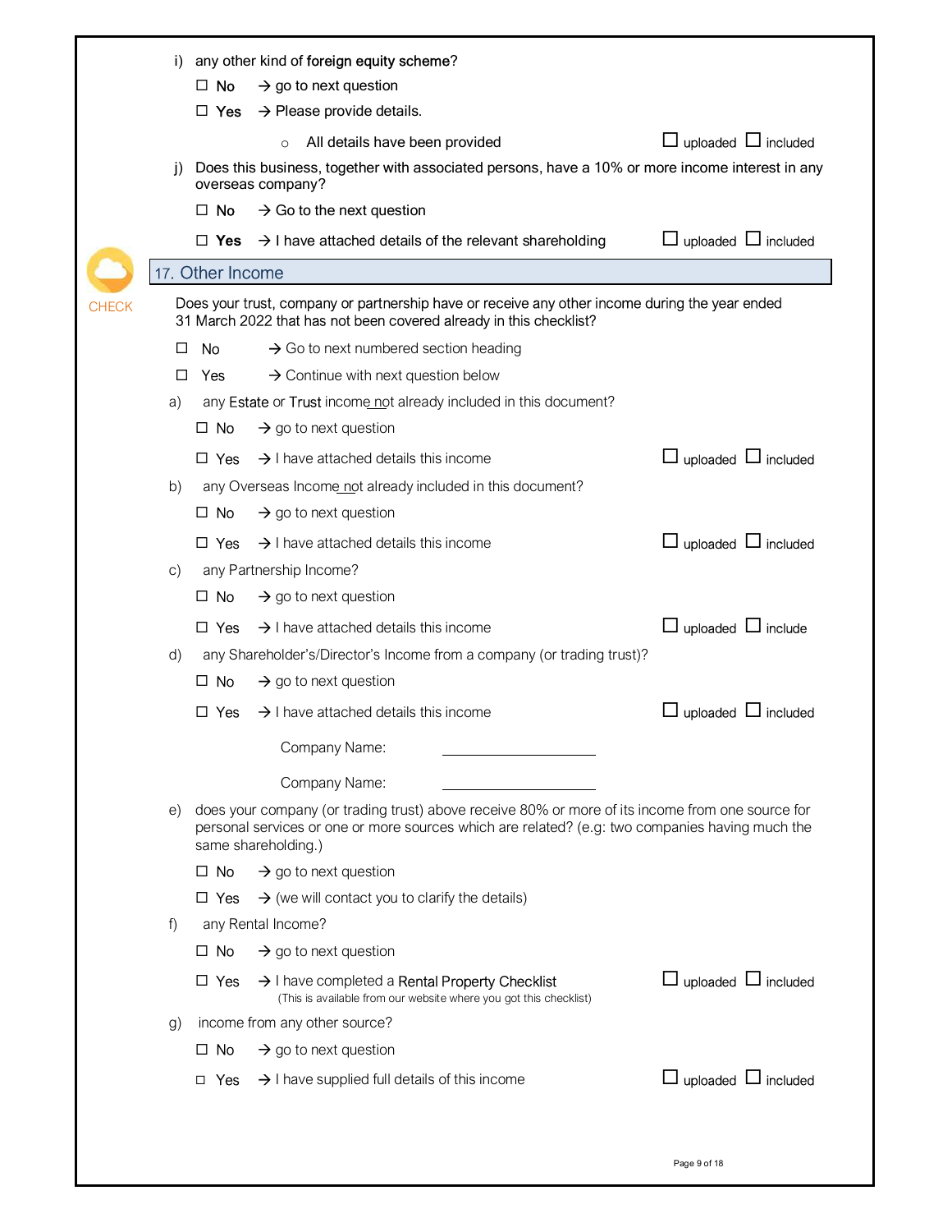i) any other kind of **foreign equity scheme**?

- ☐ **No** → go to next question
- ☐ **Yes** → Please provide details.
  - All details have been provided ☐ uploaded ☐ included

j) Does this business, together with associated persons, have a 10% or more income interest in any overseas company?

- ☐ No → Go to the next question
- ☐ **Yes** → I have attached details of the relevant shareholding ☐ uploaded ☐ included

CHECK

## 17. Other Income

Does your trust, company or partnership have or receive any other income during the year ended 31 March 2022 that has not been covered already in this checklist?

- ☐ No → Go to next numbered section heading
- ☐ Yes → Continue with next question below

a) any Estate or Trust income not already included in this document?

- ☐ No → go to next question
- ☐ Yes → I have attached details this income ☐ uploaded ☐ included

b) any Overseas Income not already included in this document?

- ☐ No → go to next question
- ☐ Yes → I have attached details this income ☐ uploaded ☐ included

c) any Partnership Income?

- ☐ No → go to next question
- ☐ Yes → I have attached details this income ☐ uploaded ☐ include

d) any Shareholder's/Director's Income from a company (or trading trust)?

- ☐ No → go to next question
- ☐ Yes → I have attached details this income ☐ uploaded ☐ included

  Company Name: ____________________

  Company Name: ____________________

e) does your company (or trading trust) above receive 80% or more of its income from one source for personal services or one or more sources which are related? (e.g: two companies having much the same shareholding.)

- ☐ No → go to next question
- ☐ Yes → (we will contact you to clarify the details)

f) any Rental Income?

- ☐ No → go to next question
- ☐ Yes → I have completed a Rental Property Checklist ☐ uploaded ☐ included
  (This is available from our website where you got this checklist)

g) income from any other source?

- ☐ No → go to next question
- ☐ Yes → I have supplied full details of this income ☐ uploaded ☐ included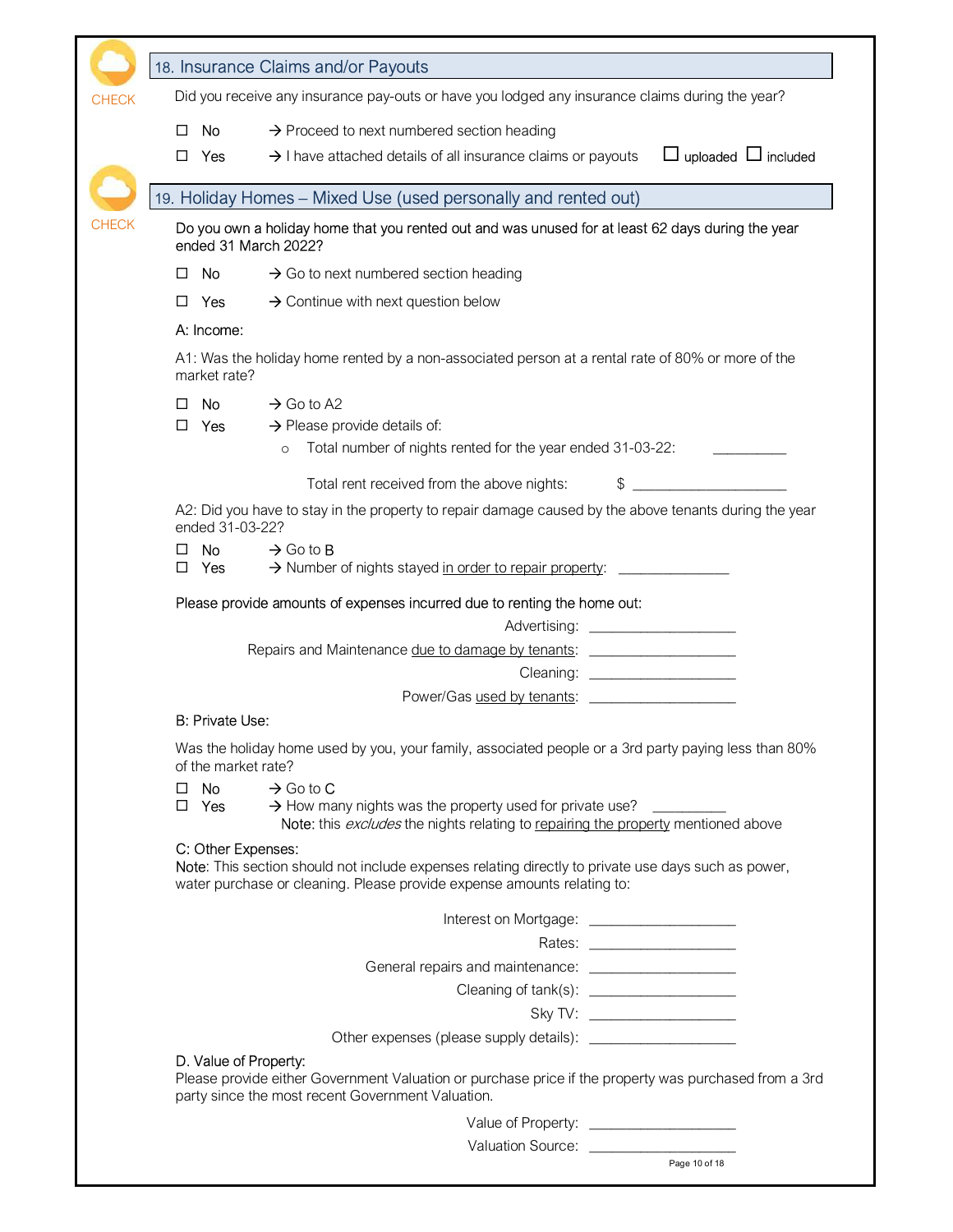## 18. Insurance Claims and/or Payouts

CHECK

Did you receive any insurance pay-outs or have you lodged any insurance claims during the year?

- ☐ No → Proceed to next numbered section heading
- ☐ Yes → I have attached details of all insurance claims or payouts ☐ uploaded ☐ included

## 19. Holiday Homes – Mixed Use (used personally and rented out)

CHECK

Do you own a holiday home that you rented out and was unused for at least 62 days during the year ended 31 March 2022?

- ☐ No → Go to next numbered section heading
- ☐ Yes → Continue with next question below

A: Income:

A1: Was the holiday home rented by a non-associated person at a rental rate of 80% or more of the market rate?

- ☐ No → Go to A2
- ☐ Yes → Please provide details of:
  - Total number of nights rented for the year ended 31-03-22: __________

    Total rent received from the above nights: $ ____________________

A2: Did you have to stay in the property to repair damage caused by the above tenants during the year ended 31-03-22?

- ☐ No → Go to B
- ☐ Yes → Number of nights stayed in order to repair property: ______________

Please provide amounts of expenses incurred due to renting the home out:

Advertising: ____________________

Repairs and Maintenance due to damage by tenants: ____________________

Cleaning: ____________________

Power/Gas used by tenants: ____________________

B: Private Use:

Was the holiday home used by you, your family, associated people or a 3rd party paying less than 80% of the market rate?

- ☐ No → Go to C
- ☐ Yes → How many nights was the property used for private use? __________

  Note: this *excludes* the nights relating to repairing the property mentioned above

C: Other Expenses:

Note: This section should not include expenses relating directly to private use days such as power, water purchase or cleaning. Please provide expense amounts relating to:

Interest on Mortgage: ____________________

Rates: ____________________

General repairs and maintenance: ____________________

Cleaning of tank(s): ____________________

Sky TV: ____________________

Other expenses (please supply details): ____________________

D. Value of Property:

Please provide either Government Valuation or purchase price if the property was purchased from a 3rd party since the most recent Government Valuation.

Value of Property: ____________________

Valuation Source: ____________________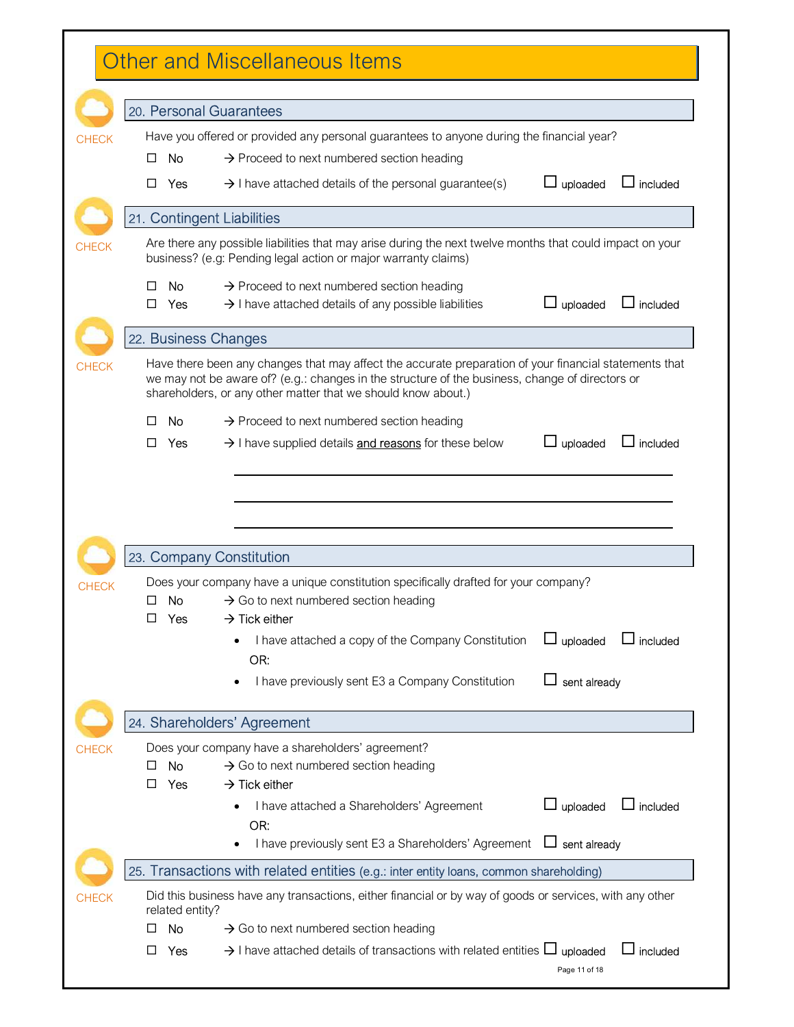# Other and Miscellaneous Items

CHECK

## 20. Personal Guarantees

Have you offered or provided any personal guarantees to anyone during the financial year?

☐ No → Proceed to next numbered section heading

☐ Yes → I have attached details of the personal guarantee(s) ☐ uploaded ☐ included

CHECK

## 21. Contingent Liabilities

Are there any possible liabilities that may arise during the next twelve months that could impact on your business? (e.g: Pending legal action or major warranty claims)

☐ No → Proceed to next numbered section heading

☐ Yes → I have attached details of any possible liabilities ☐ uploaded ☐ included

CHECK

## 22. Business Changes

Have there been any changes that may affect the accurate preparation of your financial statements that we may not be aware of? (e.g.: changes in the structure of the business, change of directors or shareholders, or any other matter that we should know about.)

☐ No → Proceed to next numbered section heading

☐ Yes → I have supplied details <u>and reasons</u> for these below ☐ uploaded ☐ included

\_\_\_\_\_\_\_\_\_\_\_\_\_\_\_\_\_\_\_\_\_\_\_\_\_\_\_\_\_\_\_\_\_\_\_\_\_\_\_\_\_\_\_\_\_\_\_\_\_\_\_\_

\_\_\_\_\_\_\_\_\_\_\_\_\_\_\_\_\_\_\_\_\_\_\_\_\_\_\_\_\_\_\_\_\_\_\_\_\_\_\_\_\_\_\_\_\_\_\_\_\_\_\_\_

\_\_\_\_\_\_\_\_\_\_\_\_\_\_\_\_\_\_\_\_\_\_\_\_\_\_\_\_\_\_\_\_\_\_\_\_\_\_\_\_\_\_\_\_\_\_\_\_\_\_\_\_

CHECK

## 23. Company Constitution

Does your company have a unique constitution specifically drafted for your company?

☐ No → Go to next numbered section heading

☐ Yes → Tick either

- I have attached a copy of the Company Constitution ☐ uploaded ☐ included

  OR:

- I have previously sent E3 a Company Constitution ☐ sent already

CHECK

## 24. Shareholders' Agreement

Does your company have a shareholders' agreement?

☐ No → Go to next numbered section heading

☐ Yes → Tick either

- I have attached a Shareholders' Agreement ☐ uploaded ☐ included

  OR:

- I have previously sent E3 a Shareholders' Agreement ☐ sent already

CHECK

## 25. Transactions with related entities (e.g.: inter entity loans, common shareholding)

Did this business have any transactions, either financial or by way of goods or services, with any other related entity?

☐ No → Go to next numbered section heading

☐ Yes → I have attached details of transactions with related entities ☐ uploaded ☐ included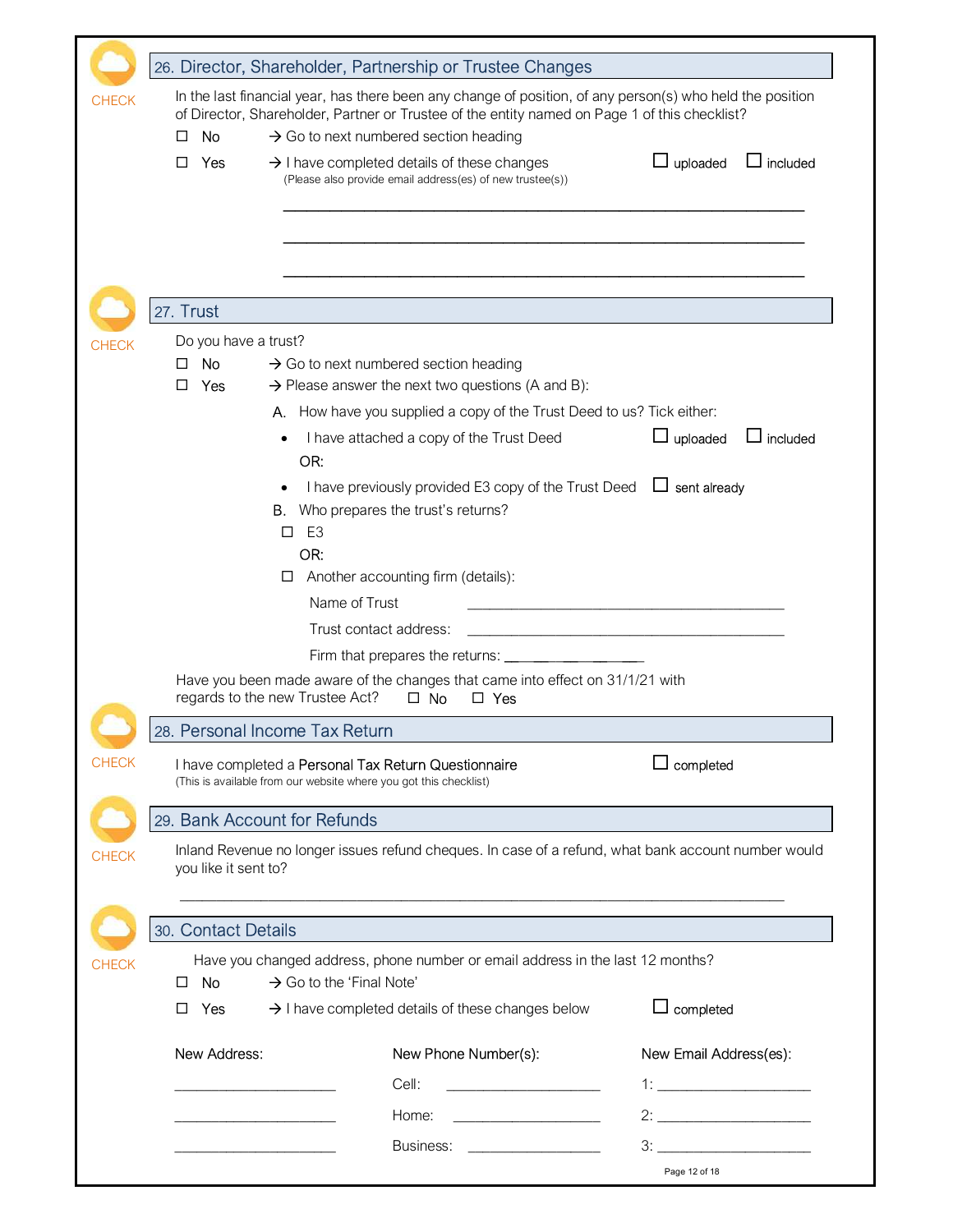CHECK

## 26. Director, Shareholder, Partnership or Trustee Changes

In the last financial year, has there been any change of position, of any person(s) who held the position of Director, Shareholder, Partner or Trustee of the entity named on Page 1 of this checklist?

☐ No → Go to next numbered section heading

☐ Yes → I have completed details of these changes ☐ uploaded ☐ included
(Please also provide email address(es) of new trustee(s))

_______________________________________________

_______________________________________________

_______________________________________________

CHECK

## 27. Trust

Do you have a trust?

☐ No → Go to next numbered section heading

☐ Yes → Please answer the next two questions (A and B):

A. How have you supplied a copy of the Trust Deed to us? Tick either:

- I have attached a copy of the Trust Deed ☐ uploaded ☐ included

OR:

- I have previously provided E3 copy of the Trust Deed ☐ sent already

B. Who prepares the trust's returns?

☐ E3

OR:

☐ Another accounting firm (details):

Name of Trust _______________________________

Trust contact address: _______________________________

Firm that prepares the returns: _______________

Have you been made aware of the changes that came into effect on 31/1/21 with regards to the new Trustee Act? ☐ No ☐ Yes

CHECK

## 28. Personal Income Tax Return

I have completed a Personal Tax Return Questionnaire ☐ completed
(This is available from our website where you got this checklist)

CHECK

## 29. Bank Account for Refunds

Inland Revenue no longer issues refund cheques. In case of a refund, what bank account number would you like it sent to?

_______________________________________________

CHECK

## 30. Contact Details

Have you changed address, phone number or email address in the last 12 months?

☐ No → Go to the 'Final Note'

☐ Yes → I have completed details of these changes below ☐ completed

| New Address: | New Phone Number(s): | New Email Address(es): |
|---|---|---|
| ________________ | Cell: ________________ | 1: ________________ |
| ________________ | Home: ________________ | 2: ________________ |
| ________________ | Business: ________________ | 3: ________________ |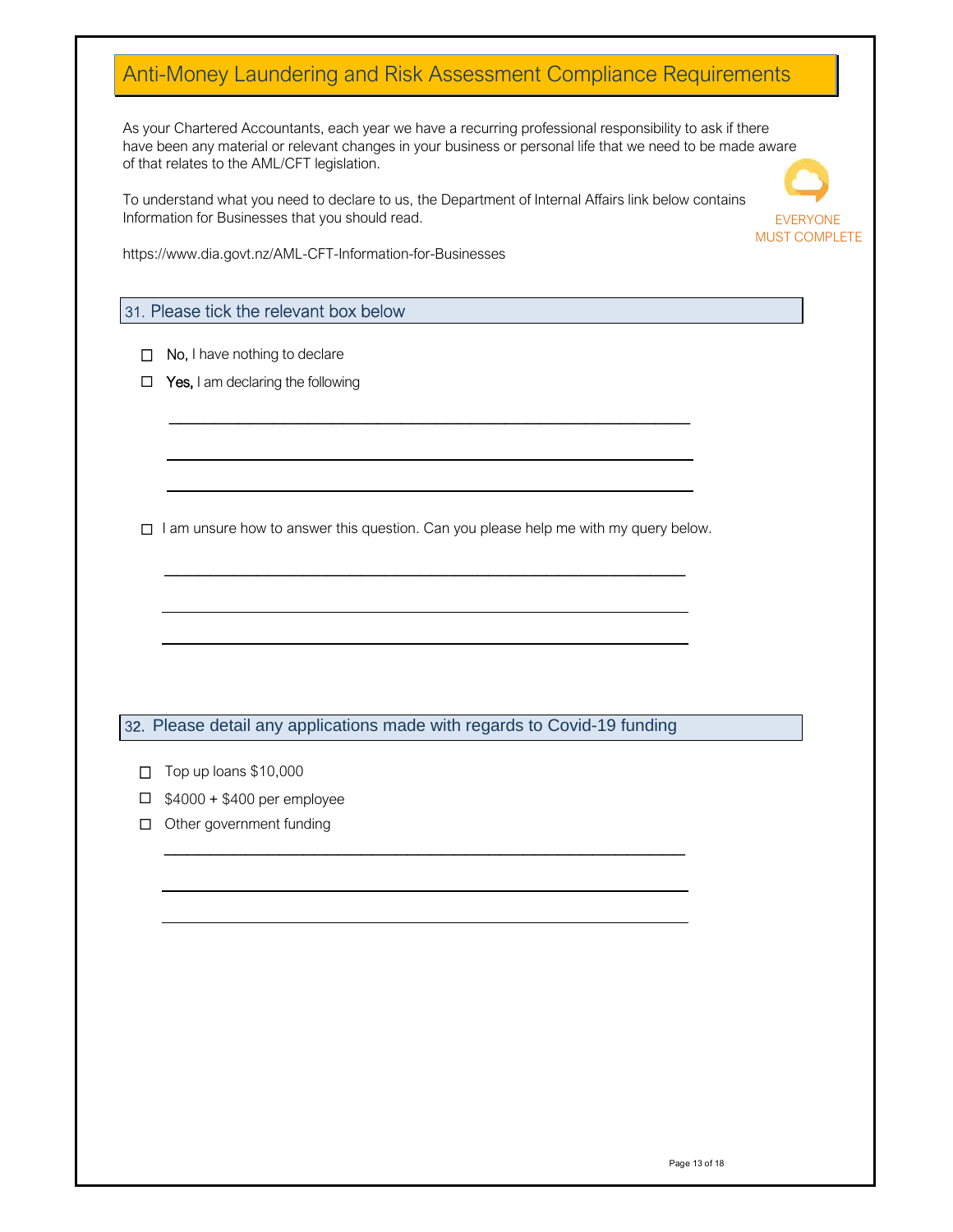# Anti-Money Laundering and Risk Assessment Compliance Requirements

As your Chartered Accountants, each year we have a recurring professional responsibility to ask if there have been any material or relevant changes in your business or personal life that we need to be made aware of that relates to the AML/CFT legislation.

To understand what you need to declare to us, the Department of Internal Affairs link below contains Information for Businesses that you should read.

EVERYONE MUST COMPLETE

https://www.dia.govt.nz/AML-CFT-Information-for-Businesses

## 31. Please tick the relevant box below

- ☐ **No,** I have nothing to declare
- ☐ **Yes,** I am declaring the following

______________________________________________________________

______________________________________________________________

______________________________________________________________

- ☐ I am unsure how to answer this question. Can you please help me with my query below.

______________________________________________________________

______________________________________________________________

______________________________________________________________

## 32. Please detail any applications made with regards to Covid-19 funding

- ☐ Top up loans $10,000
- ☐ $4000 + $400 per employee
- ☐ Other government funding

______________________________________________________________

______________________________________________________________

______________________________________________________________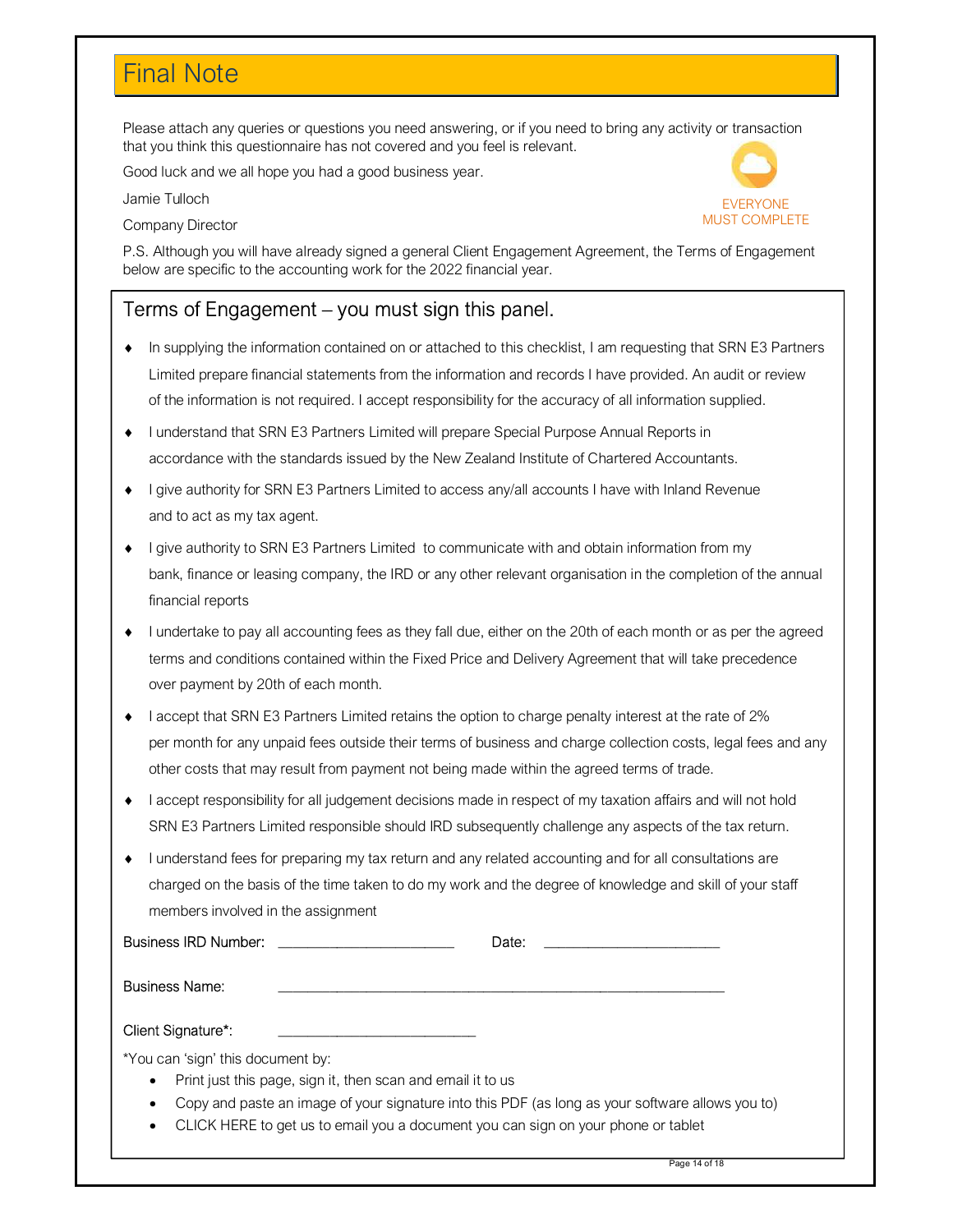## Final Note

Please attach any queries or questions you need answering, or if you need to bring any activity or transaction that you think this questionnaire has not covered and you feel is relevant.

Good luck and we all hope you had a good business year.

Jamie Tulloch

Company Director

EVERYONE MUST COMPLETE

P.S. Although you will have already signed a general Client Engagement Agreement, the Terms of Engagement below are specific to the accounting work for the 2022 financial year.

### Terms of Engagement – you must sign this panel.

- In supplying the information contained on or attached to this checklist, I am requesting that SRN E3 Partners Limited prepare financial statements from the information and records I have provided. An audit or review of the information is not required. I accept responsibility for the accuracy of all information supplied.
- I understand that SRN E3 Partners Limited will prepare Special Purpose Annual Reports in accordance with the standards issued by the New Zealand Institute of Chartered Accountants.
- I give authority for SRN E3 Partners Limited to access any/all accounts I have with Inland Revenue and to act as my tax agent.
- I give authority to SRN E3 Partners Limited to communicate with and obtain information from my bank, finance or leasing company, the IRD or any other relevant organisation in the completion of the annual financial reports
- I undertake to pay all accounting fees as they fall due, either on the 20th of each month or as per the agreed terms and conditions contained within the Fixed Price and Delivery Agreement that will take precedence over payment by 20th of each month.
- I accept that SRN E3 Partners Limited retains the option to charge penalty interest at the rate of 2% per month for any unpaid fees outside their terms of business and charge collection costs, legal fees and any other costs that may result from payment not being made within the agreed terms of trade.
- I accept responsibility for all judgement decisions made in respect of my taxation affairs and will not hold SRN E3 Partners Limited responsible should IRD subsequently challenge any aspects of the tax return.
- I understand fees for preparing my tax return and any related accounting and for all consultations are charged on the basis of the time taken to do my work and the degree of knowledge and skill of your staff members involved in the assignment

Business IRD Number: _______________________ Date: _______________________

Business Name: ___________________________________________________________

Client Signature*: ___________________________

*You can 'sign' this document by:

- Print just this page, sign it, then scan and email it to us
- Copy and paste an image of your signature into this PDF (as long as your software allows you to)
- CLICK HERE to get us to email you a document you can sign on your phone or tablet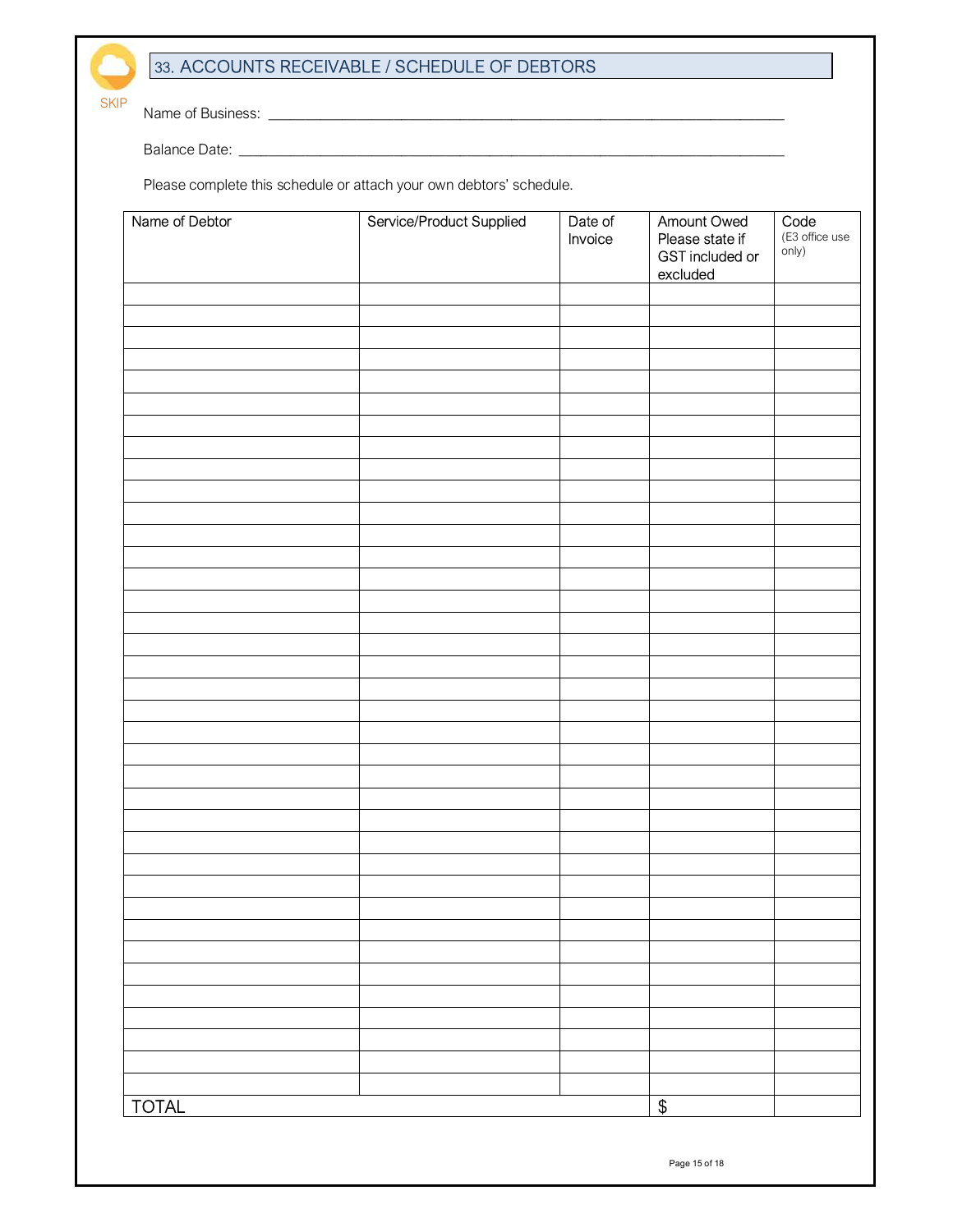SKIP

## 33. ACCOUNTS RECEIVABLE / SCHEDULE OF DEBTORS

Name of Business: ______________________________________________________________

Balance Date: _________________________________________________________________

Please complete this schedule or attach your own debtors' schedule.

| Name of Debtor | Service/Product Supplied | Date of Invoice | Amount Owed Please state if GST included or excluded | Code (E3 office use only) |
|---|---|---|---|---|
| | | | | |
| | | | | |
| | | | | |
| | | | | |
| | | | | |
| | | | | |
| | | | | |
| | | | | |
| | | | | |
| | | | | |
| | | | | |
| | | | | |
| | | | | |
| | | | | |
| | | | | |
| | | | | |
| | | | | |
| | | | | |
| | | | | |
| | | | | |
| | | | | |
| | | | | |
| | | | | |
| | | | | |
| | | | | |
| | | | | |
| | | | | |
| | | | | |
| | | | | |
| | | | | |
| | | | | |
| | | | | |
| | | | | |
| | | | | |
| | | | | |
| | | | | |
| TOTAL | | | $ | |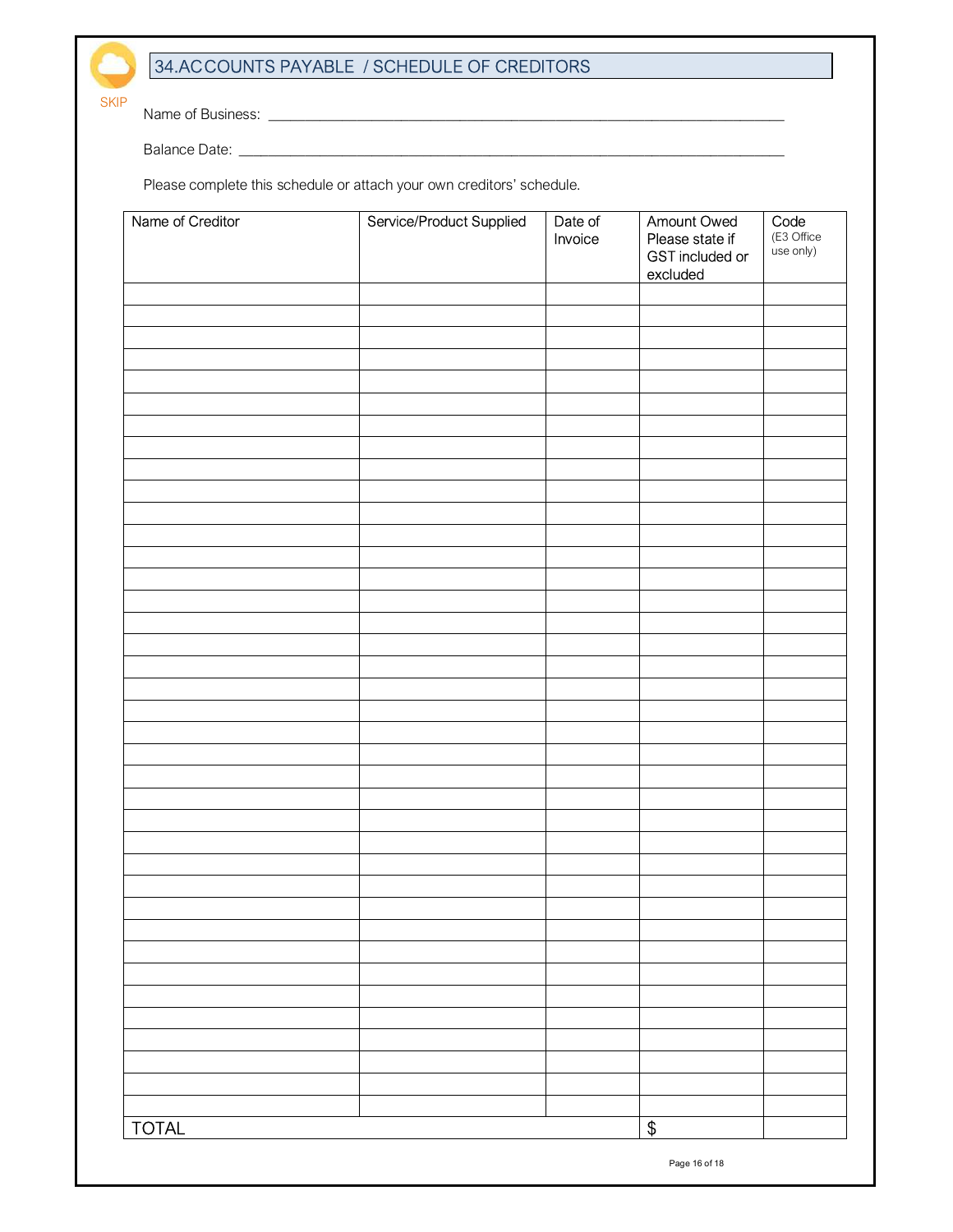SKIP

## 34.ACCOUNTS PAYABLE / SCHEDULE OF CREDITORS

Name of Business: ___________________________________________________________________

Balance Date: ______________________________________________________________________

Please complete this schedule or attach your own creditors' schedule.

| Name of Creditor | Service/Product Supplied | Date of Invoice | Amount Owed Please state if GST included or excluded | Code (E3 Office use only) |
|---|---|---|---|---|
| | | | | |
| | | | | |
| | | | | |
| | | | | |
| | | | | |
| | | | | |
| | | | | |
| | | | | |
| | | | | |
| | | | | |
| | | | | |
| | | | | |
| | | | | |
| | | | | |
| | | | | |
| | | | | |
| | | | | |
| | | | | |
| | | | | |
| | | | | |
| | | | | |
| | | | | |
| | | | | |
| | | | | |
| | | | | |
| | | | | |
| | | | | |
| | | | | |
| | | | | |
| | | | | |
| | | | | |
| | | | | |
| | | | | |
| | | | | |
| | | | | |
| | | | | |
| | | | | |
| TOTAL | | | $ | |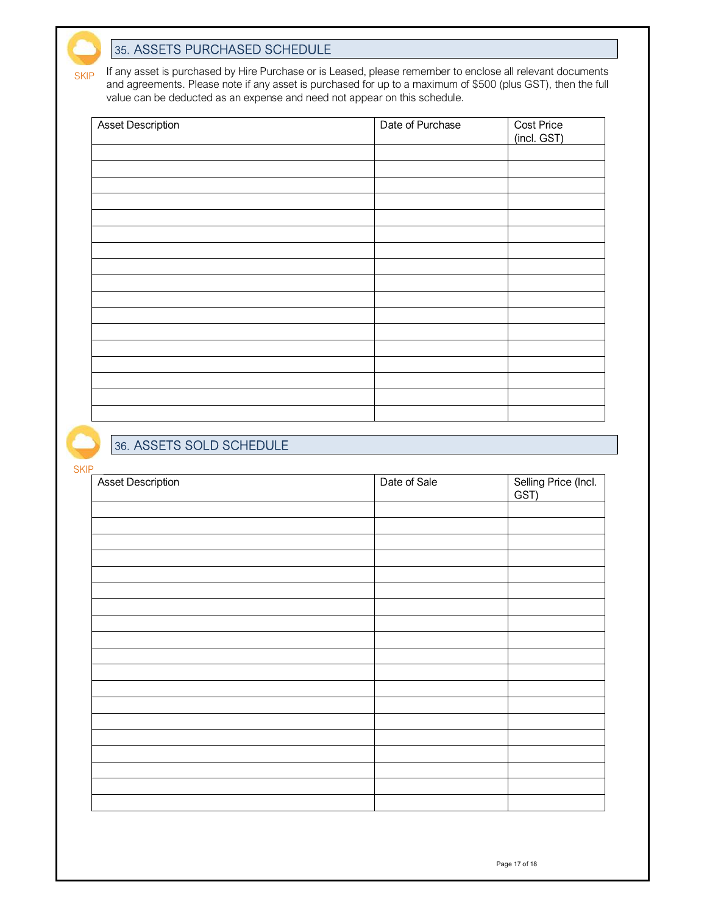SKIP

## 35. ASSETS PURCHASED SCHEDULE

If any asset is purchased by Hire Purchase or is Leased, please remember to enclose all relevant documents and agreements. Please note if any asset is purchased for up to a maximum of $500 (plus GST), then the full value can be deducted as an expense and need not appear on this schedule.

| Asset Description | Date of Purchase | Cost Price (incl. GST) |
|---|---|---|
| | | |
| | | |
| | | |
| | | |
| | | |
| | | |
| | | |
| | | |
| | | |
| | | |
| | | |
| | | |
| | | |
| | | |
| | | |
| | | |
| | | |

SKIP

## 36. ASSETS SOLD SCHEDULE

| Asset Description | Date of Sale | Selling Price (Incl. GST) |
|---|---|---|
| | | |
| | | |
| | | |
| | | |
| | | |
| | | |
| | | |
| | | |
| | | |
| | | |
| | | |
| | | |
| | | |
| | | |
| | | |
| | | |
| | | |
| | | |
| | | |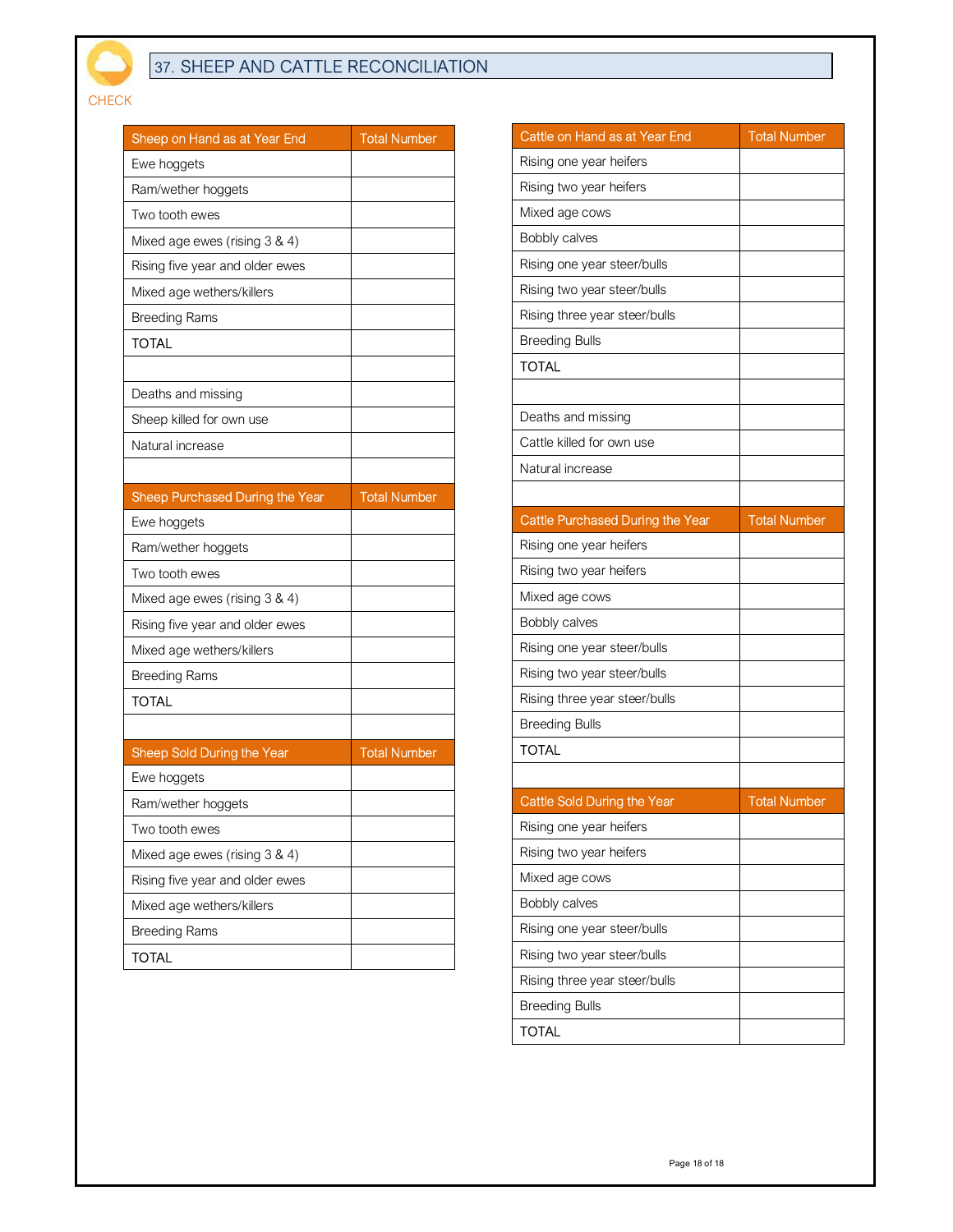CHECK

# 37. SHEEP AND CATTLE RECONCILIATION

| Sheep on Hand as at Year End | Total Number |
|---|---|
| Ewe hoggets | |
| Ram/wether hoggets | |
| Two tooth ewes | |
| Mixed age ewes (rising 3 & 4) | |
| Rising five year and older ewes | |
| Mixed age wethers/killers | |
| Breeding Rams | |
| TOTAL | |
| | |
| Deaths and missing | |
| Sheep killed for own use | |
| Natural increase | |

| Sheep Purchased During the Year | Total Number |
|---|---|
| Ewe hoggets | |
| Ram/wether hoggets | |
| Two tooth ewes | |
| Mixed age ewes (rising 3 & 4) | |
| Rising five year and older ewes | |
| Mixed age wethers/killers | |
| Breeding Rams | |
| TOTAL | |

| Sheep Sold During the Year | Total Number |
|---|---|
| Ewe hoggets | |
| Ram/wether hoggets | |
| Two tooth ewes | |
| Mixed age ewes (rising 3 & 4) | |
| Rising five year and older ewes | |
| Mixed age wethers/killers | |
| Breeding Rams | |
| TOTAL | |

| Cattle on Hand as at Year End | Total Number |
|---|---|
| Rising one year heifers | |
| Rising two year heifers | |
| Mixed age cows | |
| Bobbly calves | |
| Rising one year steer/bulls | |
| Rising two year steer/bulls | |
| Rising three year steer/bulls | |
| Breeding Bulls | |
| TOTAL | |
| | |
| Deaths and missing | |
| Cattle killed for own use | |
| Natural increase | |

| Cattle Purchased During the Year | Total Number |
|---|---|
| Rising one year heifers | |
| Rising two year heifers | |
| Mixed age cows | |
| Bobbly calves | |
| Rising one year steer/bulls | |
| Rising two year steer/bulls | |
| Rising three year steer/bulls | |
| Breeding Bulls | |
| TOTAL | |

| Cattle Sold During the Year | Total Number |
|---|---|
| Rising one year heifers | |
| Rising two year heifers | |
| Mixed age cows | |
| Bobbly calves | |
| Rising one year steer/bulls | |
| Rising two year steer/bulls | |
| Rising three year steer/bulls | |
| Breeding Bulls | |
| TOTAL | |